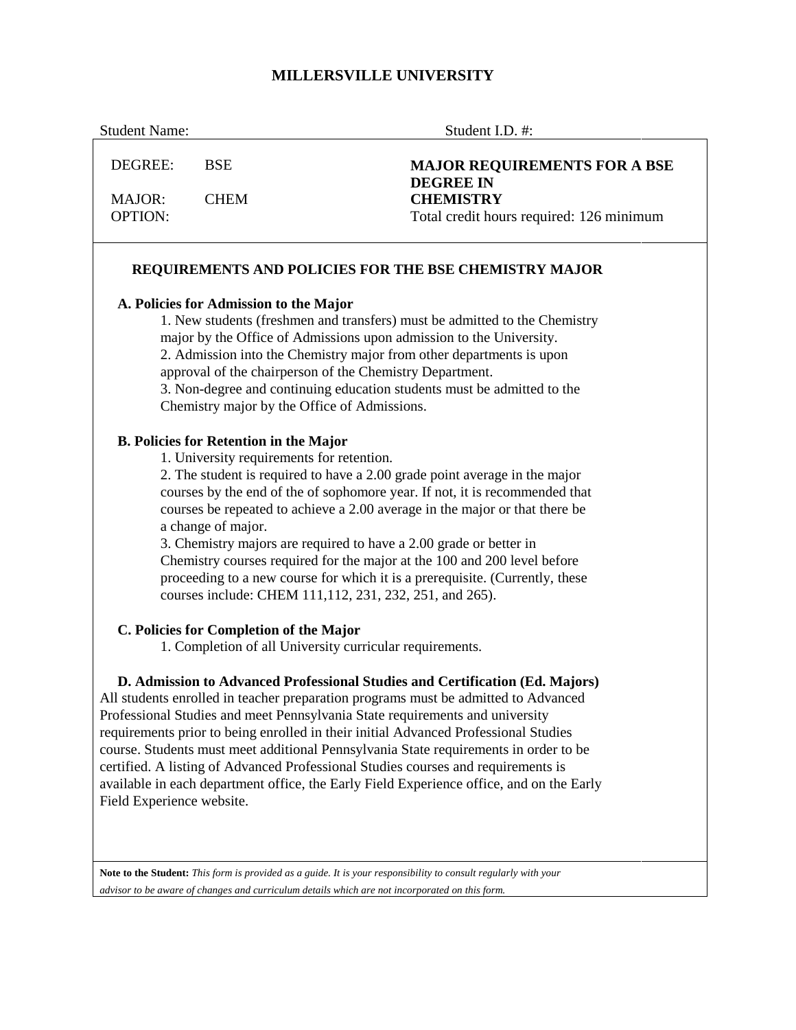# MILLERSVILLE UNIVERSITY

Student Name: Student I.D. #:

| | | |
|---|---|---|
| DEGREE: | BSE | **MAJOR REQUIREMENTS FOR A BSE DEGREE IN** |
| MAJOR: | CHEM | **CHEMISTRY** |
| OPTION: | | Total credit hours required: 126 minimum |

## REQUIREMENTS AND POLICIES FOR THE BSE CHEMISTRY MAJOR

### A. Policies for Admission to the Major

1. New students (freshmen and transfers) must be admitted to the Chemistry major by the Office of Admissions upon admission to the University.
2. Admission into the Chemistry major from other departments is upon approval of the chairperson of the Chemistry Department.
3. Non-degree and continuing education students must be admitted to the Chemistry major by the Office of Admissions.

### B. Policies for Retention in the Major

1. University requirements for retention.
2. The student is required to have a 2.00 grade point average in the major courses by the end of the of sophomore year. If not, it is recommended that courses be repeated to achieve a 2.00 average in the major or that there be a change of major.
3. Chemistry majors are required to have a 2.00 grade or better in Chemistry courses required for the major at the 100 and 200 level before proceeding to a new course for which it is a prerequisite. (Currently, these courses include: CHEM 111,112, 231, 232, 251, and 265).

### C. Policies for Completion of the Major

1. Completion of all University curricular requirements.

### D. Admission to Advanced Professional Studies and Certification (Ed. Majors)

All students enrolled in teacher preparation programs must be admitted to Advanced Professional Studies and meet Pennsylvania State requirements and university requirements prior to being enrolled in their initial Advanced Professional Studies course. Students must meet additional Pennsylvania State requirements in order to be certified. A listing of Advanced Professional Studies courses and requirements is available in each department office, the Early Field Experience office, and on the Early Field Experience website.

**Note to the Student:** *This form is provided as a guide. It is your responsibility to consult regularly with your advisor to be aware of changes and curriculum details which are not incorporated on this form.*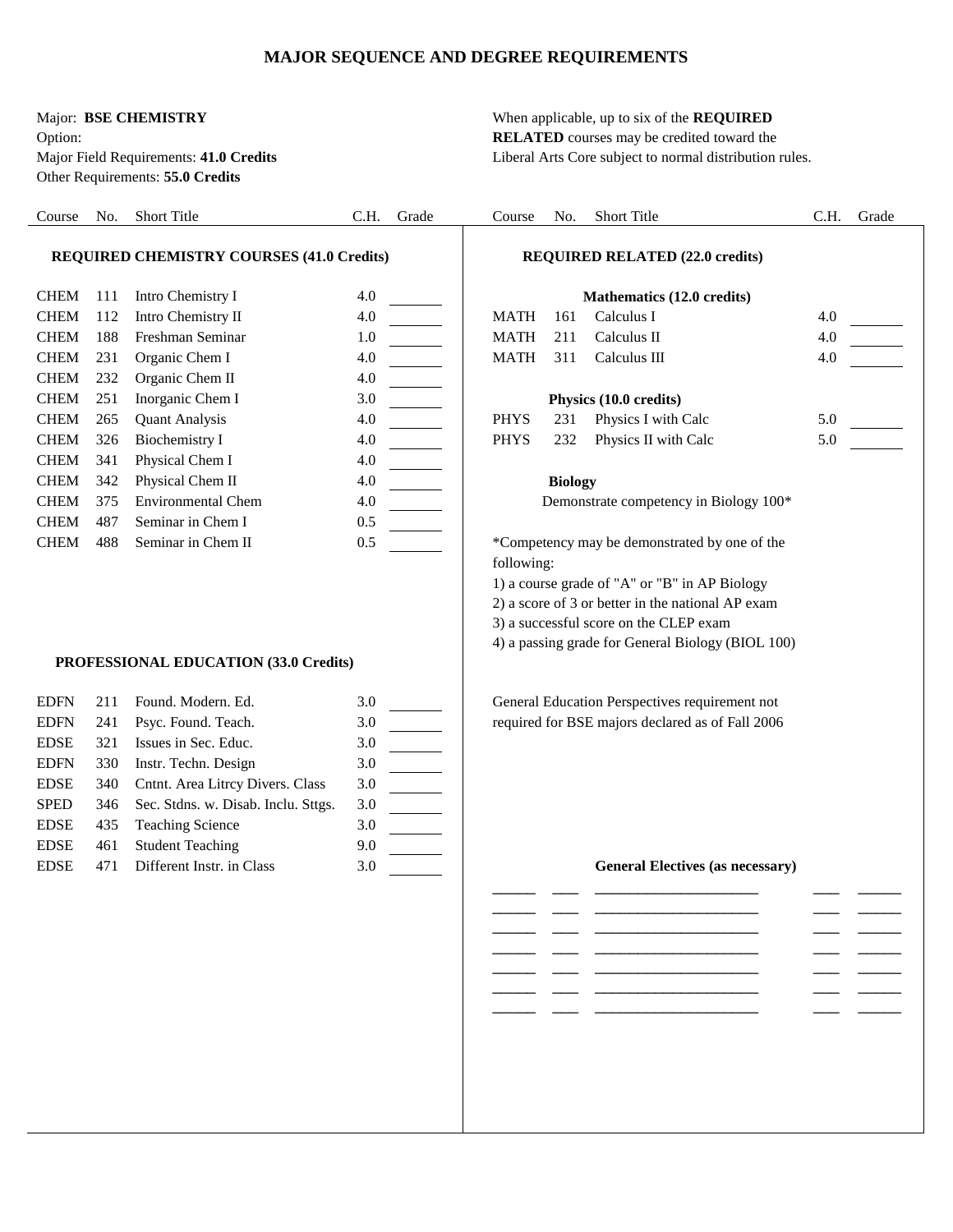# MAJOR SEQUENCE AND DEGREE REQUIREMENTS

Major: **BSE CHEMISTRY**
Option:
Major Field Requirements: **41.0 Credits**
Other Requirements: **55.0 Credits**

When applicable, up to six of the **REQUIRED RELATED** courses may be credited toward the Liberal Arts Core subject to normal distribution rules.

## REQUIRED CHEMISTRY COURSES (41.0 Credits)

| Course | No. | Short Title | C.H. | Grade |
|---|---|---|---|---|
| CHEM | 111 | Intro Chemistry I | 4.0 | |
| CHEM | 112 | Intro Chemistry II | 4.0 | |
| CHEM | 188 | Freshman Seminar | 1.0 | |
| CHEM | 231 | Organic Chem I | 4.0 | |
| CHEM | 232 | Organic Chem II | 4.0 | |
| CHEM | 251 | Inorganic Chem I | 3.0 | |
| CHEM | 265 | Quant Analysis | 4.0 | |
| CHEM | 326 | Biochemistry I | 4.0 | |
| CHEM | 341 | Physical Chem I | 4.0 | |
| CHEM | 342 | Physical Chem II | 4.0 | |
| CHEM | 375 | Environmental Chem | 4.0 | |
| CHEM | 487 | Seminar in Chem I | 0.5 | |
| CHEM | 488 | Seminar in Chem II | 0.5 | |

## PROFESSIONAL EDUCATION (33.0 Credits)

| Course | No. | Short Title | C.H. | Grade |
|---|---|---|---|---|
| EDFN | 211 | Found. Modern. Ed. | 3.0 | |
| EDFN | 241 | Psyc. Found. Teach. | 3.0 | |
| EDSE | 321 | Issues in Sec. Educ. | 3.0 | |
| EDFN | 330 | Instr. Techn. Design | 3.0 | |
| EDSE | 340 | Cntnt. Area Litrcy Divers. Class | 3.0 | |
| SPED | 346 | Sec. Stdns. w. Disab. Inclu. Sttgs. | 3.0 | |
| EDSE | 435 | Teaching Science | 3.0 | |
| EDSE | 461 | Student Teaching | 9.0 | |
| EDSE | 471 | Different Instr. in Class | 3.0 | |

## REQUIRED RELATED (22.0 credits)

### Mathematics (12.0 credits)

| Course | No. | Short Title | C.H. | Grade |
|---|---|---|---|---|
| MATH | 161 | Calculus I | 4.0 | |
| MATH | 211 | Calculus II | 4.0 | |
| MATH | 311 | Calculus III | 4.0 | |

### Physics (10.0 credits)

| Course | No. | Short Title | C.H. | Grade |
|---|---|---|---|---|
| PHYS | 231 | Physics I with Calc | 5.0 | |
| PHYS | 232 | Physics II with Calc | 5.0 | |

### Biology

Demonstrate competency in Biology 100*

*Competency may be demonstrated by one of the following:
1) a course grade of "A" or "B" in AP Biology
2) a score of 3 or better in the national AP exam
3) a successful score on the CLEP exam
4) a passing grade for General Biology (BIOL 100)

General Education Perspectives requirement not required for BSE majors declared as of Fall 2006

## General Electives (as necessary)

| Course | No. | Short Title | C.H. | Grade |
|---|---|---|---|---|
| | | | | |
| | | | | |
| | | | | |
| | | | | |
| | | | | |
| | | | | |
| | | | | |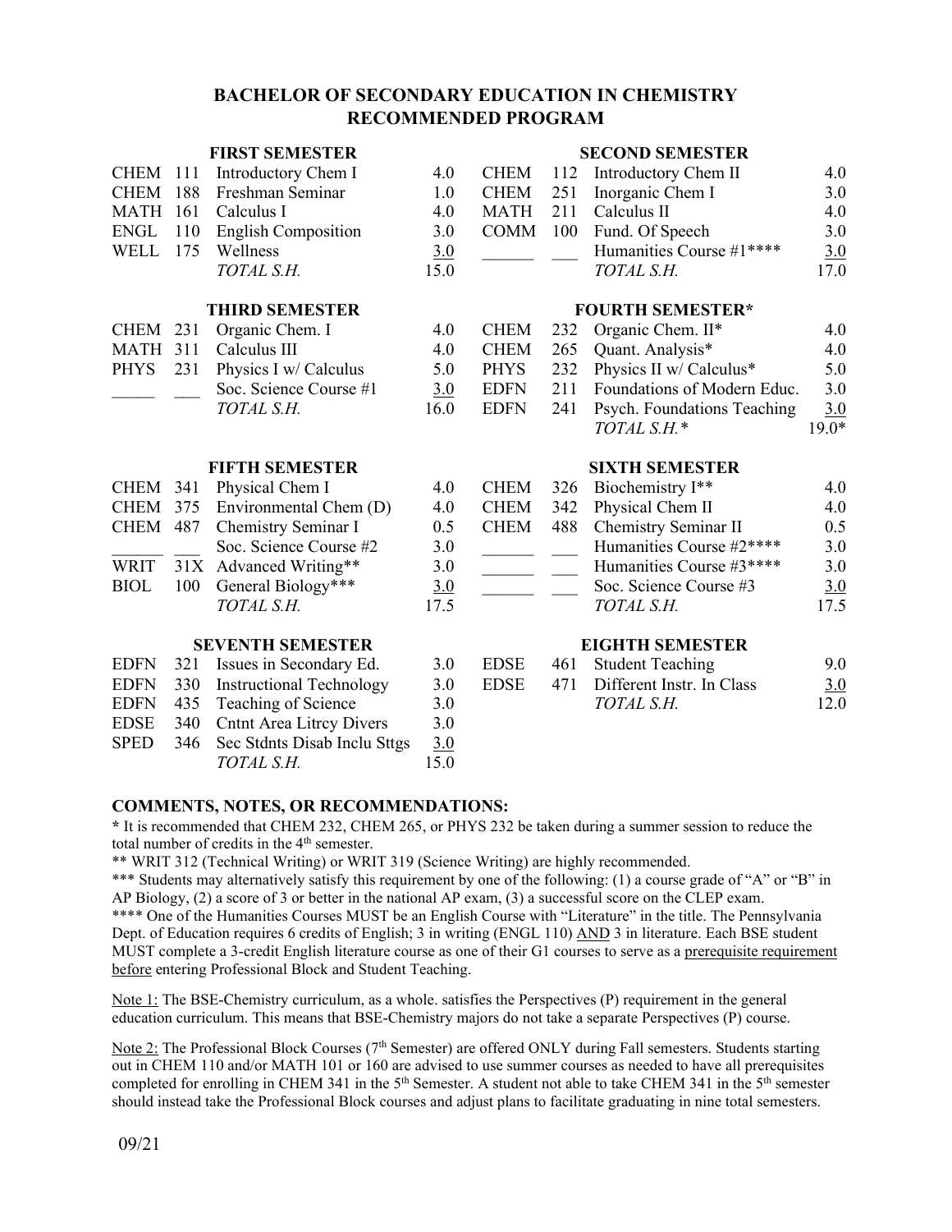# BACHELOR OF SECONDARY EDUCATION IN CHEMISTRY RECOMMENDED PROGRAM

## FIRST SEMESTER

| | | | |
|---|---|---|---|
| CHEM | 111 | Introductory Chem I | 4.0 |
| CHEM | 188 | Freshman Seminar | 1.0 |
| MATH | 161 | Calculus I | 4.0 |
| ENGL | 110 | English Composition | 3.0 |
| WELL | 175 | Wellness | 3.0 |
| | | *TOTAL S.H.* | 15.0 |

## SECOND SEMESTER

| | | | |
|---|---|---|---|
| CHEM | 112 | Introductory Chem II | 4.0 |
| CHEM | 251 | Inorganic Chem I | 3.0 |
| MATH | 211 | Calculus II | 4.0 |
| COMM | 100 | Fund. Of Speech | 3.0 |
| ______ | ___ | Humanities Course #1**** | 3.0 |
| | | *TOTAL S.H.* | 17.0 |

## THIRD SEMESTER

| | | | |
|---|---|---|---|
| CHEM | 231 | Organic Chem. I | 4.0 |
| MATH | 311 | Calculus III | 4.0 |
| PHYS | 231 | Physics I w/ Calculus | 5.0 |
| _____ | ___ | Soc. Science Course #1 | 3.0 |
| | | *TOTAL S.H.* | 16.0 |

## FOURTH SEMESTER*

| | | | |
|---|---|---|---|
| CHEM | 232 | Organic Chem. II* | 4.0 |
| CHEM | 265 | Quant. Analysis* | 4.0 |
| PHYS | 232 | Physics II w/ Calculus* | 5.0 |
| EDFN | 211 | Foundations of Modern Educ. | 3.0 |
| EDFN | 241 | Psych. Foundations Teaching | 3.0 |
| | | *TOTAL S.H.** | 19.0* |

## FIFTH SEMESTER

| | | | |
|---|---|---|---|
| CHEM | 341 | Physical Chem I | 4.0 |
| CHEM | 375 | Environmental Chem (D) | 4.0 |
| CHEM | 487 | Chemistry Seminar I | 0.5 |
| ______ | ___ | Soc. Science Course #2 | 3.0 |
| WRIT | 31X | Advanced Writing** | 3.0 |
| BIOL | 100 | General Biology*** | 3.0 |
| | | *TOTAL S.H.* | 17.5 |

## SIXTH SEMESTER

| | | | |
|---|---|---|---|
| CHEM | 326 | Biochemistry I** | 4.0 |
| CHEM | 342 | Physical Chem II | 4.0 |
| CHEM | 488 | Chemistry Seminar II | 0.5 |
| ______ | ___ | Humanities Course #2**** | 3.0 |
| ______ | ___ | Humanities Course #3**** | 3.0 |
| ______ | ___ | Soc. Science Course #3 | 3.0 |
| | | *TOTAL S.H.* | 17.5 |

## SEVENTH SEMESTER

| | | | |
|---|---|---|---|
| EDFN | 321 | Issues in Secondary Ed. | 3.0 |
| EDFN | 330 | Instructional Technology | 3.0 |
| EDFN | 435 | Teaching of Science | 3.0 |
| EDSE | 340 | Cntnt Area Litrcy Divers | 3.0 |
| SPED | 346 | Sec Stdnts Disab Inclu Sttgs | 3.0 |
| | | *TOTAL S.H.* | 15.0 |

## EIGHTH SEMESTER

| | | | |
|---|---|---|---|
| EDSE | 461 | Student Teaching | 9.0 |
| EDSE | 471 | Different Instr. In Class | 3.0 |
| | | *TOTAL S.H.* | 12.0 |

### COMMENTS, NOTES, OR RECOMMENDATIONS:

* It is recommended that CHEM 232, CHEM 265, or PHYS 232 be taken during a summer session to reduce the total number of credits in the 4th semester.

** WRIT 312 (Technical Writing) or WRIT 319 (Science Writing) are highly recommended.

*** Students may alternatively satisfy this requirement by one of the following: (1) a course grade of "A" or "B" in AP Biology, (2) a score of 3 or better in the national AP exam, (3) a successful score on the CLEP exam.

**** One of the Humanities Courses MUST be an English Course with "Literature" in the title. The Pennsylvania Dept. of Education requires 6 credits of English; 3 in writing (ENGL 110) AND 3 in literature. Each BSE student MUST complete a 3-credit English literature course as one of their G1 courses to serve as a prerequisite requirement before entering Professional Block and Student Teaching.

Note 1: The BSE-Chemistry curriculum, as a whole. satisfies the Perspectives (P) requirement in the general education curriculum. This means that BSE-Chemistry majors do not take a separate Perspectives (P) course.

Note 2: The Professional Block Courses (7th Semester) are offered ONLY during Fall semesters. Students starting out in CHEM 110 and/or MATH 101 or 160 are advised to use summer courses as needed to have all prerequisites completed for enrolling in CHEM 341 in the 5th Semester. A student not able to take CHEM 341 in the 5th semester should instead take the Professional Block courses and adjust plans to facilitate graduating in nine total semesters.

09/21